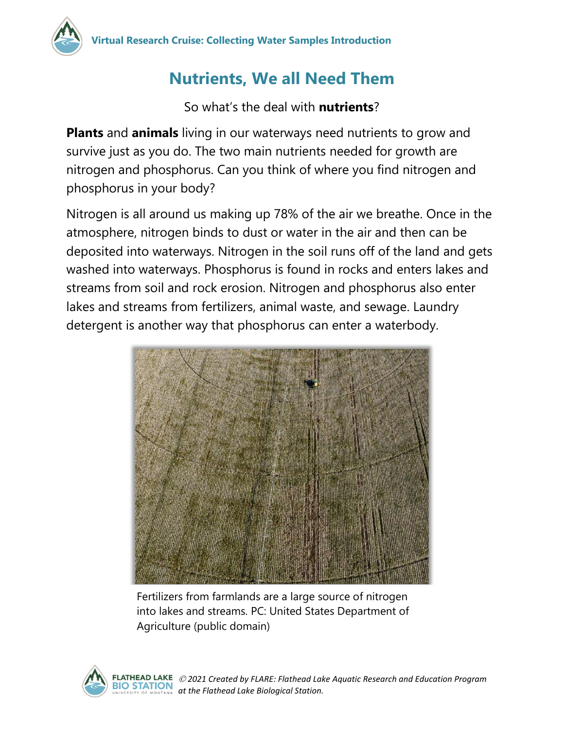# Nutrients, We all Need Them

So what's the deal with **nutrients**?

**Plants** and **animals** living in our waterways need nutrients to grow and survive just as you do. The two main nutrients needed for growth are nitrogen and phosphorus. Can you think of where you find nitrogen and phosphorus in your body?

Nitrogen is all around us making up 78% of the air we breathe. Once in the atmosphere, nitrogen binds to dust or water in the air and then can be deposited into waterways. Nitrogen in the soil runs off of the land and gets washed into waterways. Phosphorus is found in rocks and enters lakes and streams from soil and rock erosion. Nitrogen and phosphorus also enter lakes and streams from fertilizers, animal waste, and sewage. Laundry detergent is another way that phosphorus can enter a waterbody.

Fertilizers from farmlands are a large source of nitrogen into lakes and streams. PC: United States Department of Agriculture (public domain)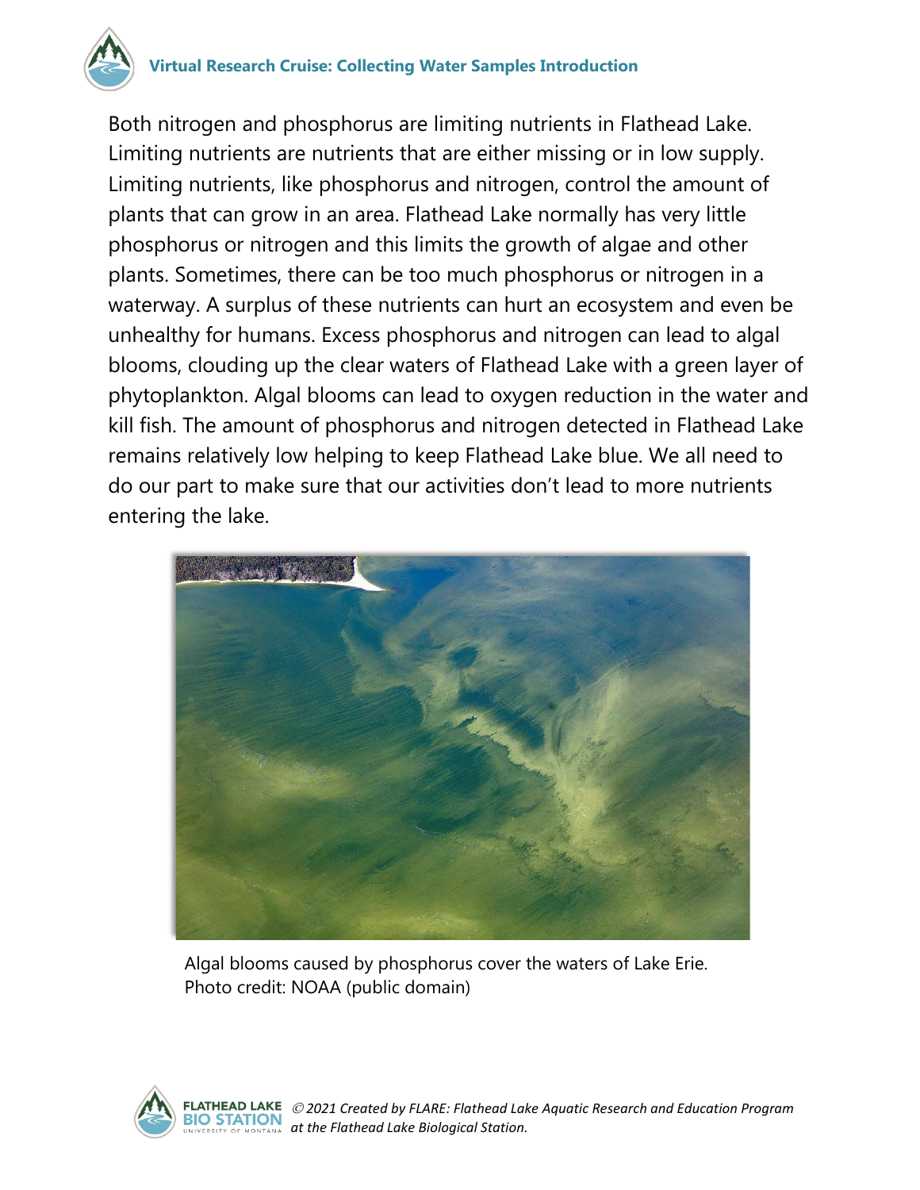Both nitrogen and phosphorus are limiting nutrients in Flathead Lake. Limiting nutrients are nutrients that are either missing or in low supply. Limiting nutrients, like phosphorus and nitrogen, control the amount of plants that can grow in an area. Flathead Lake normally has very little phosphorus or nitrogen and this limits the growth of algae and other plants. Sometimes, there can be too much phosphorus or nitrogen in a waterway. A surplus of these nutrients can hurt an ecosystem and even be unhealthy for humans. Excess phosphorus and nitrogen can lead to algal blooms, clouding up the clear waters of Flathead Lake with a green layer of phytoplankton. Algal blooms can lead to oxygen reduction in the water and kill fish. The amount of phosphorus and nitrogen detected in Flathead Lake remains relatively low helping to keep Flathead Lake blue. We all need to do our part to make sure that our activities don't lead to more nutrients entering the lake.

Algal blooms caused by phosphorus cover the waters of Lake Erie.
Photo credit: NOAA (public domain)